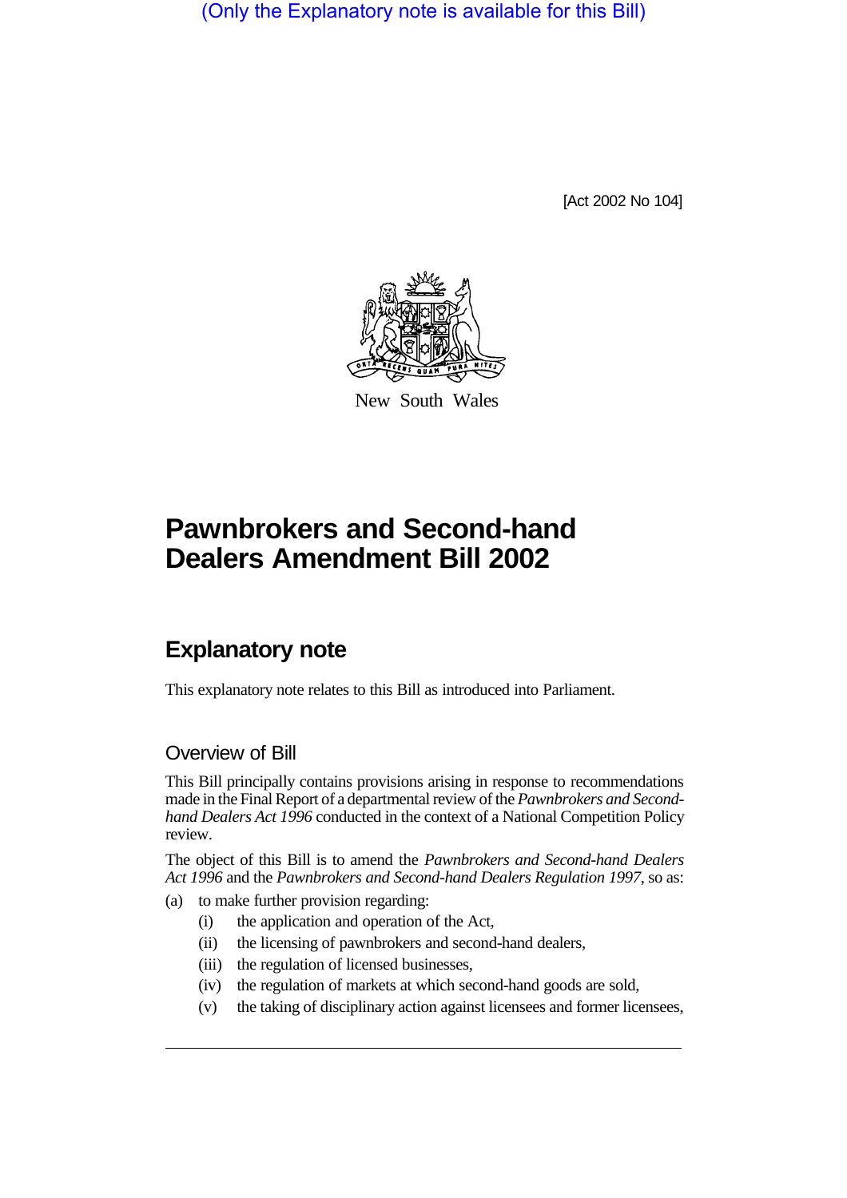(Only the Explanatory note is available for this Bill)

[Act 2002 No 104]

New South Wales

# Pawnbrokers and Second-hand Dealers Amendment Bill 2002

## Explanatory note

This explanatory note relates to this Bill as introduced into Parliament.

### Overview of Bill

This Bill principally contains provisions arising in response to recommendations made in the Final Report of a departmental review of the *Pawnbrokers and Second-hand Dealers Act 1996* conducted in the context of a National Competition Policy review.

The object of this Bill is to amend the *Pawnbrokers and Second-hand Dealers Act 1996* and the *Pawnbrokers and Second-hand Dealers Regulation 1997*, so as:

(a) to make further provision regarding:
   - (i) the application and operation of the Act,
   - (ii) the licensing of pawnbrokers and second-hand dealers,
   - (iii) the regulation of licensed businesses,
   - (iv) the regulation of markets at which second-hand goods are sold,
   - (v) the taking of disciplinary action against licensees and former licensees,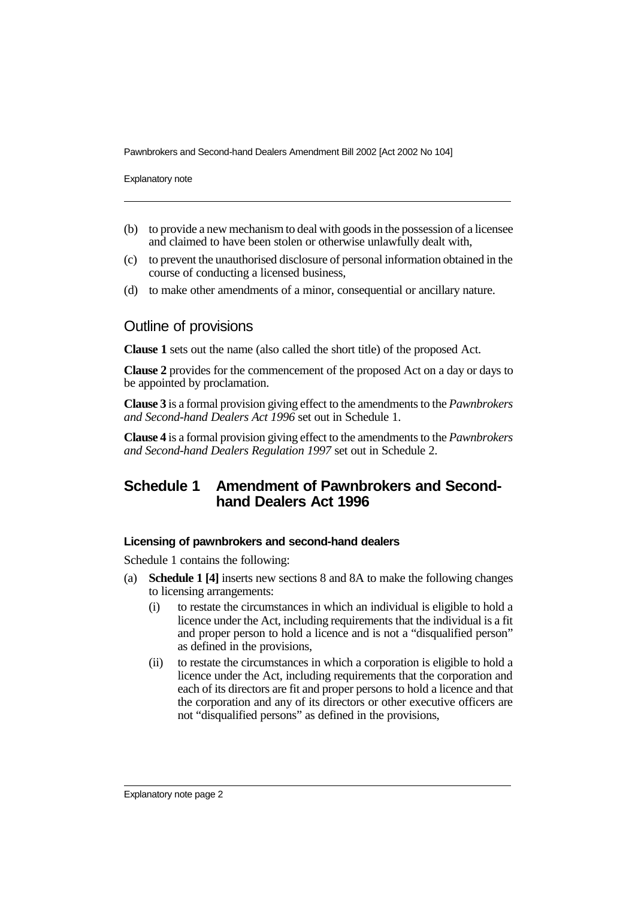(b) to provide a new mechanism to deal with goods in the possession of a licensee and claimed to have been stolen or otherwise unlawfully dealt with,

(c) to prevent the unauthorised disclosure of personal information obtained in the course of conducting a licensed business,

(d) to make other amendments of a minor, consequential or ancillary nature.

## Outline of provisions

**Clause 1** sets out the name (also called the short title) of the proposed Act.

**Clause 2** provides for the commencement of the proposed Act on a day or days to be appointed by proclamation.

**Clause 3** is a formal provision giving effect to the amendments to the *Pawnbrokers and Second-hand Dealers Act 1996* set out in Schedule 1.

**Clause 4** is a formal provision giving effect to the amendments to the *Pawnbrokers and Second-hand Dealers Regulation 1997* set out in Schedule 2.

## Schedule 1 Amendment of Pawnbrokers and Second-hand Dealers Act 1996

#### Licensing of pawnbrokers and second-hand dealers

Schedule 1 contains the following:

(a) **Schedule 1 [4]** inserts new sections 8 and 8A to make the following changes to licensing arrangements:

   (i) to restate the circumstances in which an individual is eligible to hold a licence under the Act, including requirements that the individual is a fit and proper person to hold a licence and is not a "disqualified person" as defined in the provisions,

   (ii) to restate the circumstances in which a corporation is eligible to hold a licence under the Act, including requirements that the corporation and each of its directors are fit and proper persons to hold a licence and that the corporation and any of its directors or other executive officers are not "disqualified persons" as defined in the provisions,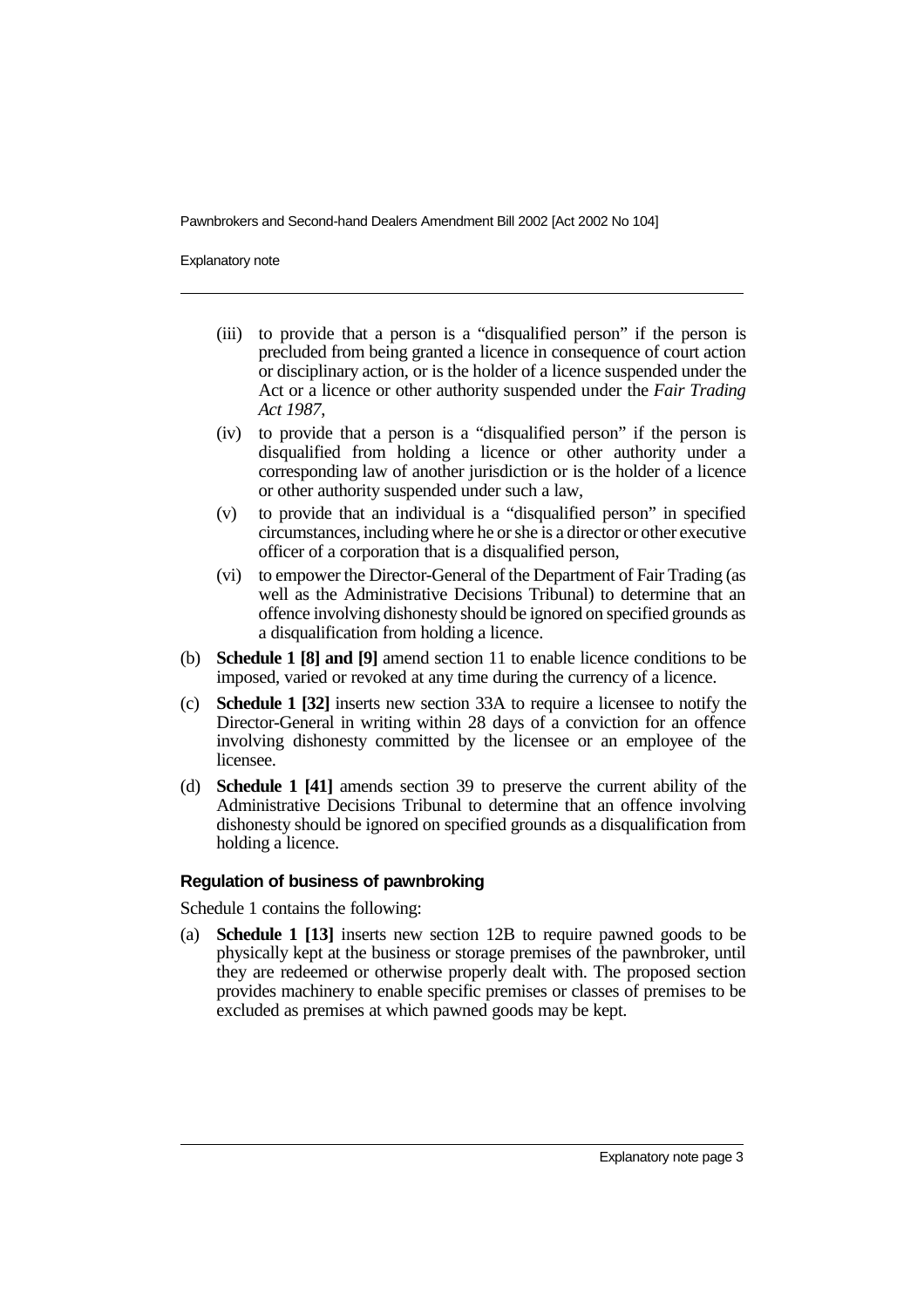- (iii) to provide that a person is a "disqualified person" if the person is precluded from being granted a licence in consequence of court action or disciplinary action, or is the holder of a licence suspended under the Act or a licence or other authority suspended under the *Fair Trading Act 1987*,
- (iv) to provide that a person is a "disqualified person" if the person is disqualified from holding a licence or other authority under a corresponding law of another jurisdiction or is the holder of a licence or other authority suspended under such a law,
- (v) to provide that an individual is a "disqualified person" in specified circumstances, including where he or she is a director or other executive officer of a corporation that is a disqualified person,
- (vi) to empower the Director-General of the Department of Fair Trading (as well as the Administrative Decisions Tribunal) to determine that an offence involving dishonesty should be ignored on specified grounds as a disqualification from holding a licence.

(b) **Schedule 1 [8] and [9]** amend section 11 to enable licence conditions to be imposed, varied or revoked at any time during the currency of a licence.

(c) **Schedule 1 [32]** inserts new section 33A to require a licensee to notify the Director-General in writing within 28 days of a conviction for an offence involving dishonesty committed by the licensee or an employee of the licensee.

(d) **Schedule 1 [41]** amends section 39 to preserve the current ability of the Administrative Decisions Tribunal to determine that an offence involving dishonesty should be ignored on specified grounds as a disqualification from holding a licence.

#### Regulation of business of pawnbroking

Schedule 1 contains the following:

(a) **Schedule 1 [13]** inserts new section 12B to require pawned goods to be physically kept at the business or storage premises of the pawnbroker, until they are redeemed or otherwise properly dealt with. The proposed section provides machinery to enable specific premises or classes of premises to be excluded as premises at which pawned goods may be kept.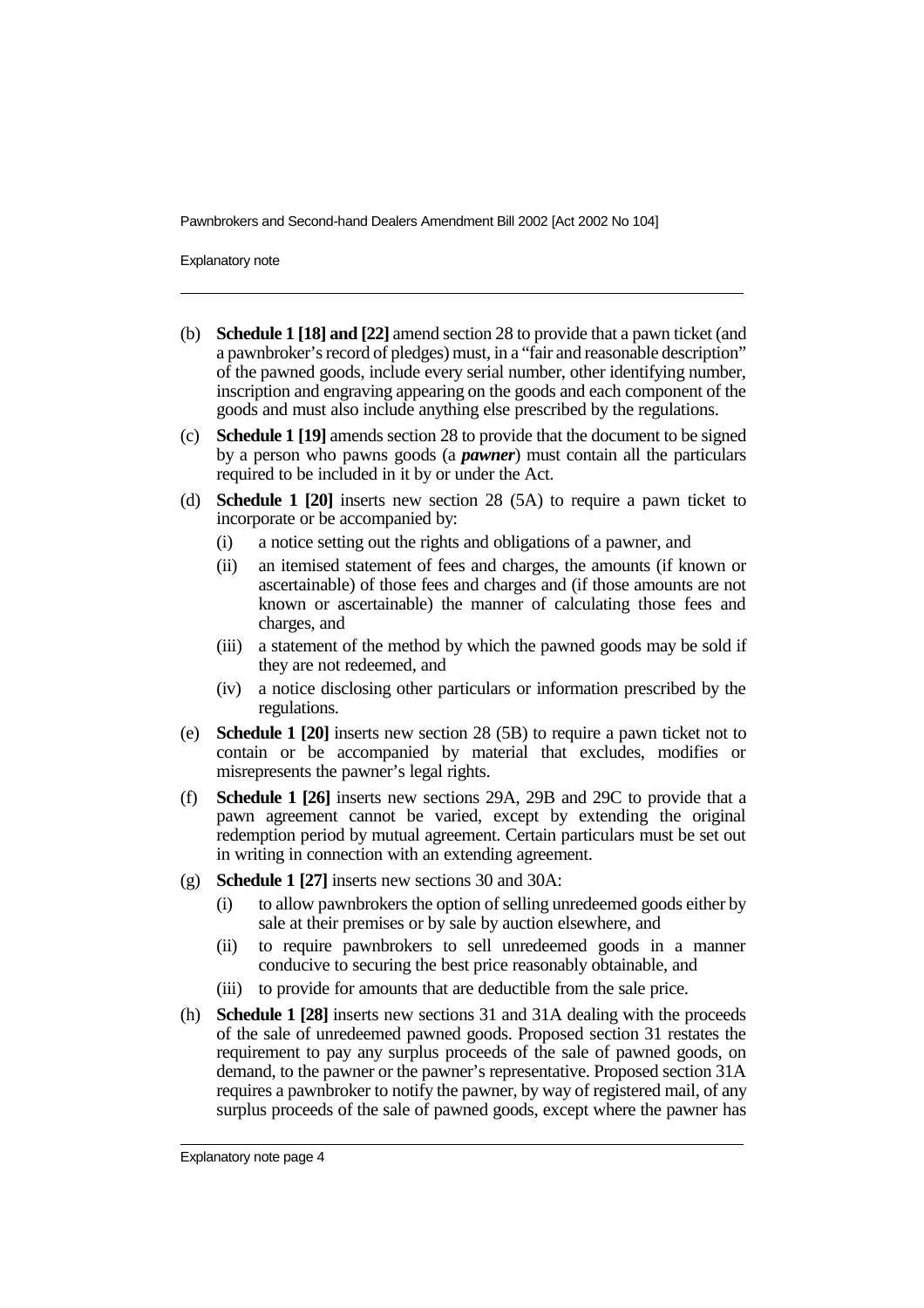(b) **Schedule 1 [18] and [22]** amend section 28 to provide that a pawn ticket (and a pawnbroker's record of pledges) must, in a "fair and reasonable description" of the pawned goods, include every serial number, other identifying number, inscription and engraving appearing on the goods and each component of the goods and must also include anything else prescribed by the regulations.

(c) **Schedule 1 [19]** amends section 28 to provide that the document to be signed by a person who pawns goods (a ***pawner***) must contain all the particulars required to be included in it by or under the Act.

(d) **Schedule 1 [20]** inserts new section 28 (5A) to require a pawn ticket to incorporate or be accompanied by:

   (i) a notice setting out the rights and obligations of a pawner, and

   (ii) an itemised statement of fees and charges, the amounts (if known or ascertainable) of those fees and charges and (if those amounts are not known or ascertainable) the manner of calculating those fees and charges, and

   (iii) a statement of the method by which the pawned goods may be sold if they are not redeemed, and

   (iv) a notice disclosing other particulars or information prescribed by the regulations.

(e) **Schedule 1 [20]** inserts new section 28 (5B) to require a pawn ticket not to contain or be accompanied by material that excludes, modifies or misrepresents the pawner's legal rights.

(f) **Schedule 1 [26]** inserts new sections 29A, 29B and 29C to provide that a pawn agreement cannot be varied, except by extending the original redemption period by mutual agreement. Certain particulars must be set out in writing in connection with an extending agreement.

(g) **Schedule 1 [27]** inserts new sections 30 and 30A:

   (i) to allow pawnbrokers the option of selling unredeemed goods either by sale at their premises or by sale by auction elsewhere, and

   (ii) to require pawnbrokers to sell unredeemed goods in a manner conducive to securing the best price reasonably obtainable, and

   (iii) to provide for amounts that are deductible from the sale price.

(h) **Schedule 1 [28]** inserts new sections 31 and 31A dealing with the proceeds of the sale of unredeemed pawned goods. Proposed section 31 restates the requirement to pay any surplus proceeds of the sale of pawned goods, on demand, to the pawner or the pawner's representative. Proposed section 31A requires a pawnbroker to notify the pawner, by way of registered mail, of any surplus proceeds of the sale of pawned goods, except where the pawner has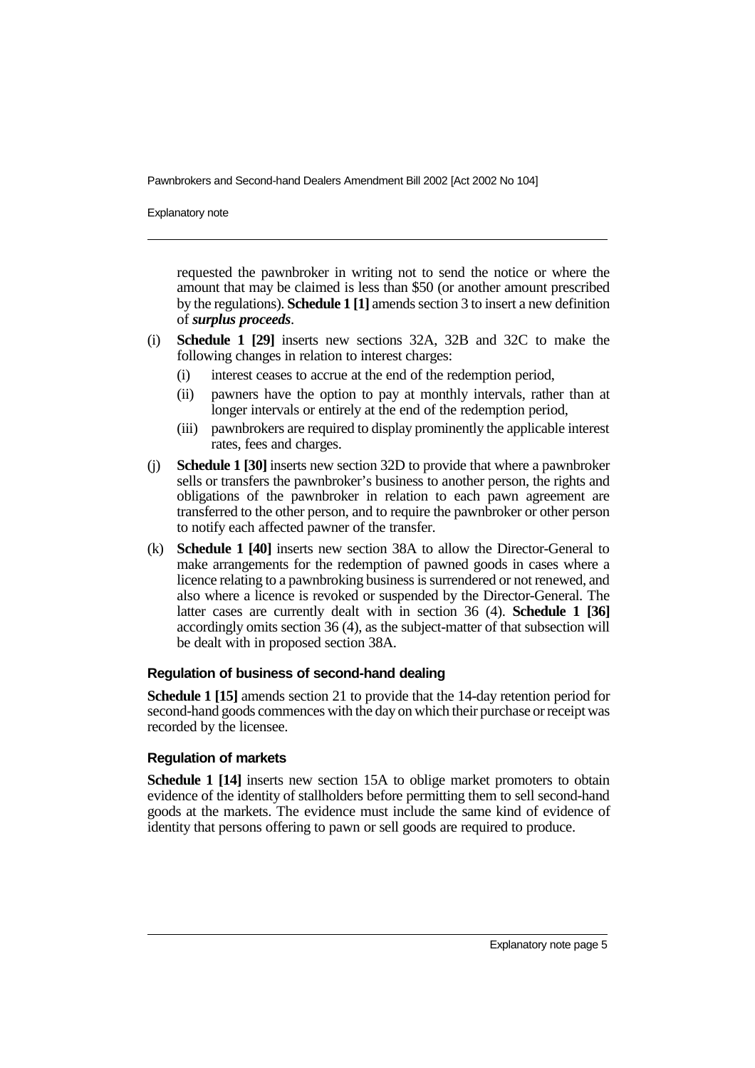requested the pawnbroker in writing not to send the notice or where the amount that may be claimed is less than $50 (or another amount prescribed by the regulations). **Schedule 1 [1]** amends section 3 to insert a new definition of ***surplus proceeds***.

(i) **Schedule 1 [29]** inserts new sections 32A, 32B and 32C to make the following changes in relation to interest charges:
   - (i) interest ceases to accrue at the end of the redemption period,
   - (ii) pawners have the option to pay at monthly intervals, rather than at longer intervals or entirely at the end of the redemption period,
   - (iii) pawnbrokers are required to display prominently the applicable interest rates, fees and charges.

(j) **Schedule 1 [30]** inserts new section 32D to provide that where a pawnbroker sells or transfers the pawnbroker's business to another person, the rights and obligations of the pawnbroker in relation to each pawn agreement are transferred to the other person, and to require the pawnbroker or other person to notify each affected pawner of the transfer.

(k) **Schedule 1 [40]** inserts new section 38A to allow the Director-General to make arrangements for the redemption of pawned goods in cases where a licence relating to a pawnbroking business is surrendered or not renewed, and also where a licence is revoked or suspended by the Director-General. The latter cases are currently dealt with in section 36 (4). **Schedule 1 [36]** accordingly omits section 36 (4), as the subject-matter of that subsection will be dealt with in proposed section 38A.

### Regulation of business of second-hand dealing

**Schedule 1 [15]** amends section 21 to provide that the 14-day retention period for second-hand goods commences with the day on which their purchase or receipt was recorded by the licensee.

### Regulation of markets

**Schedule 1 [14]** inserts new section 15A to oblige market promoters to obtain evidence of the identity of stallholders before permitting them to sell second-hand goods at the markets. The evidence must include the same kind of evidence of identity that persons offering to pawn or sell goods are required to produce.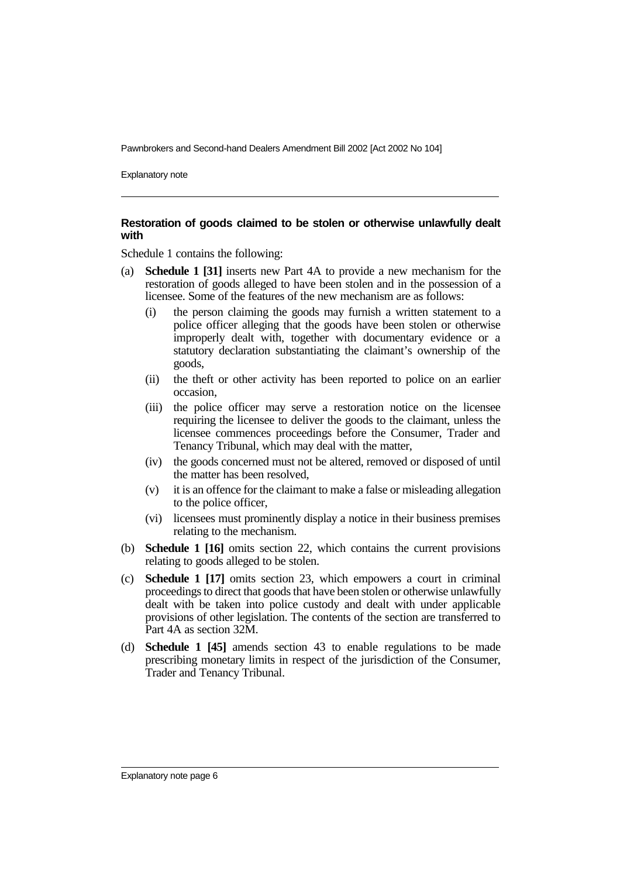**Restoration of goods claimed to be stolen or otherwise unlawfully dealt with**

Schedule 1 contains the following:

(a) **Schedule 1 [31]** inserts new Part 4A to provide a new mechanism for the restoration of goods alleged to have been stolen and in the possession of a licensee. Some of the features of the new mechanism are as follows:

    (i) the person claiming the goods may furnish a written statement to a police officer alleging that the goods have been stolen or otherwise improperly dealt with, together with documentary evidence or a statutory declaration substantiating the claimant's ownership of the goods,

    (ii) the theft or other activity has been reported to police on an earlier occasion,

    (iii) the police officer may serve a restoration notice on the licensee requiring the licensee to deliver the goods to the claimant, unless the licensee commences proceedings before the Consumer, Trader and Tenancy Tribunal, which may deal with the matter,

    (iv) the goods concerned must not be altered, removed or disposed of until the matter has been resolved,

    (v) it is an offence for the claimant to make a false or misleading allegation to the police officer,

    (vi) licensees must prominently display a notice in their business premises relating to the mechanism.

(b) **Schedule 1 [16]** omits section 22, which contains the current provisions relating to goods alleged to be stolen.

(c) **Schedule 1 [17]** omits section 23, which empowers a court in criminal proceedings to direct that goods that have been stolen or otherwise unlawfully dealt with be taken into police custody and dealt with under applicable provisions of other legislation. The contents of the section are transferred to Part 4A as section 32M.

(d) **Schedule 1 [45]** amends section 43 to enable regulations to be made prescribing monetary limits in respect of the jurisdiction of the Consumer, Trader and Tenancy Tribunal.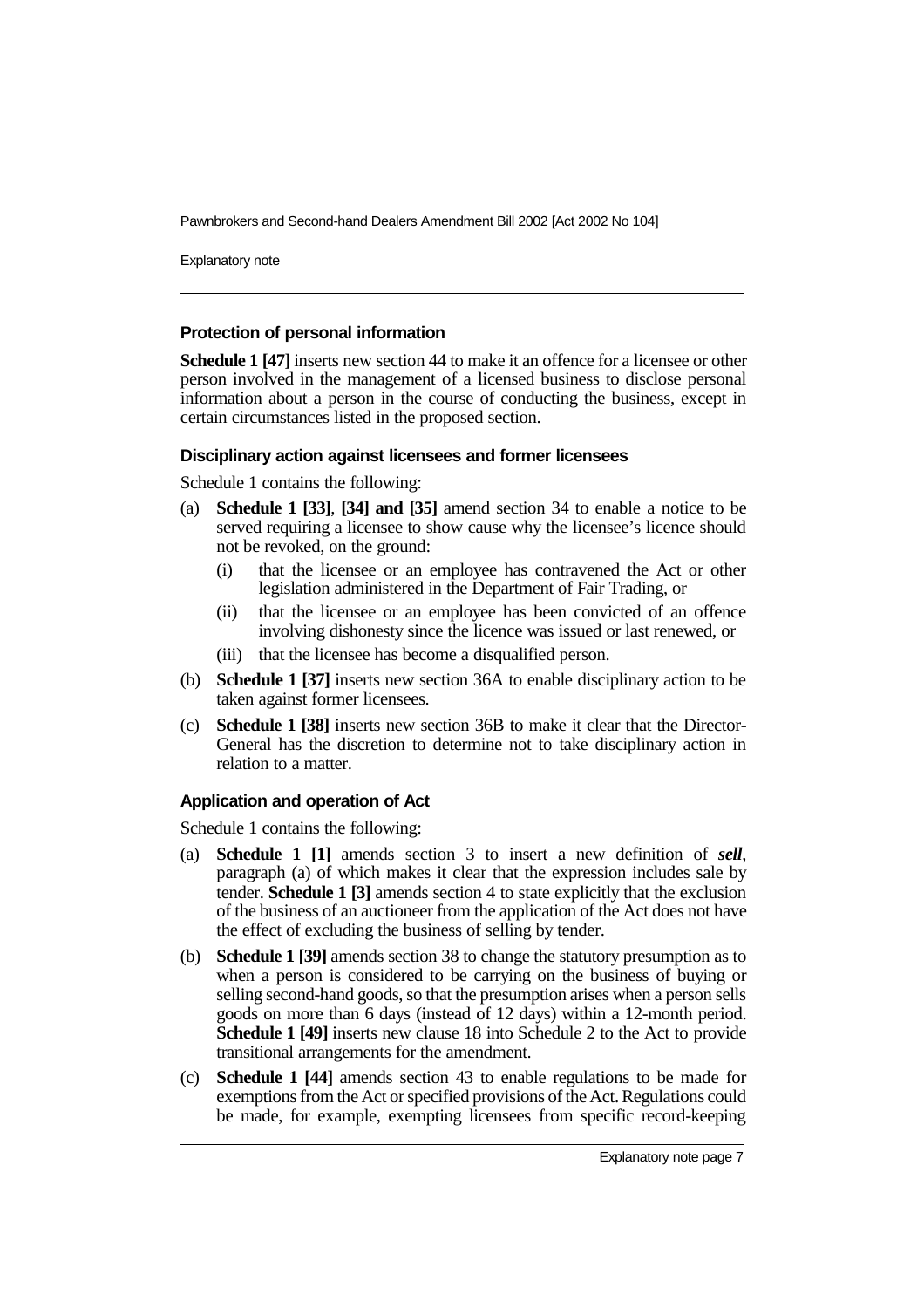### Protection of personal information

**Schedule 1 [47]** inserts new section 44 to make it an offence for a licensee or other person involved in the management of a licensed business to disclose personal information about a person in the course of conducting the business, except in certain circumstances listed in the proposed section.

### Disciplinary action against licensees and former licensees

Schedule 1 contains the following:

(a) **Schedule 1 [33]**, **[34] and [35]** amend section 34 to enable a notice to be served requiring a licensee to show cause why the licensee's licence should not be revoked, on the ground:

  (i) that the licensee or an employee has contravened the Act or other legislation administered in the Department of Fair Trading, or

  (ii) that the licensee or an employee has been convicted of an offence involving dishonesty since the licence was issued or last renewed, or

  (iii) that the licensee has become a disqualified person.

(b) **Schedule 1 [37]** inserts new section 36A to enable disciplinary action to be taken against former licensees.

(c) **Schedule 1 [38]** inserts new section 36B to make it clear that the Director-General has the discretion to determine not to take disciplinary action in relation to a matter.

### Application and operation of Act

Schedule 1 contains the following:

(a) **Schedule 1 [1]** amends section 3 to insert a new definition of ***sell***, paragraph (a) of which makes it clear that the expression includes sale by tender. **Schedule 1 [3]** amends section 4 to state explicitly that the exclusion of the business of an auctioneer from the application of the Act does not have the effect of excluding the business of selling by tender.

(b) **Schedule 1 [39]** amends section 38 to change the statutory presumption as to when a person is considered to be carrying on the business of buying or selling second-hand goods, so that the presumption arises when a person sells goods on more than 6 days (instead of 12 days) within a 12-month period. **Schedule 1 [49]** inserts new clause 18 into Schedule 2 to the Act to provide transitional arrangements for the amendment.

(c) **Schedule 1 [44]** amends section 43 to enable regulations to be made for exemptions from the Act or specified provisions of the Act. Regulations could be made, for example, exempting licensees from specific record-keeping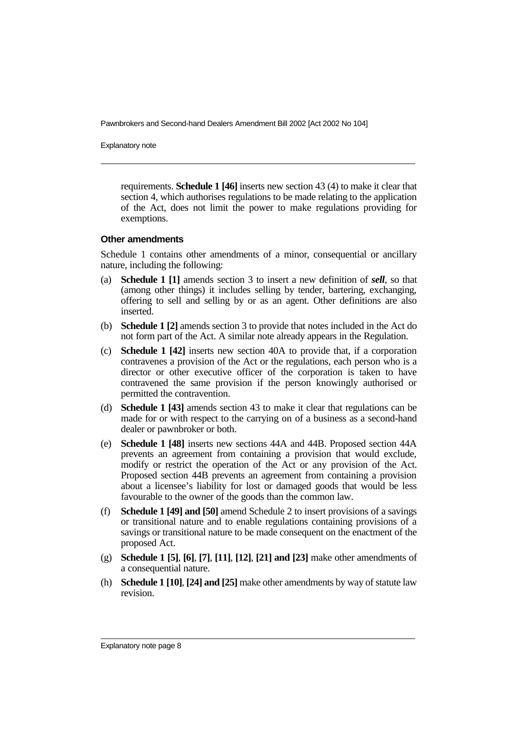requirements. **Schedule 1 [46]** inserts new section 43 (4) to make it clear that section 4, which authorises regulations to be made relating to the application of the Act, does not limit the power to make regulations providing for exemptions.

#### Other amendments

Schedule 1 contains other amendments of a minor, consequential or ancillary nature, including the following:

(a) **Schedule 1 [1]** amends section 3 to insert a new definition of ***sell***, so that (among other things) it includes selling by tender, bartering, exchanging, offering to sell and selling by or as an agent. Other definitions are also inserted.

(b) **Schedule 1 [2]** amends section 3 to provide that notes included in the Act do not form part of the Act. A similar note already appears in the Regulation.

(c) **Schedule 1 [42]** inserts new section 40A to provide that, if a corporation contravenes a provision of the Act or the regulations, each person who is a director or other executive officer of the corporation is taken to have contravened the same provision if the person knowingly authorised or permitted the contravention.

(d) **Schedule 1 [43]** amends section 43 to make it clear that regulations can be made for or with respect to the carrying on of a business as a second-hand dealer or pawnbroker or both.

(e) **Schedule 1 [48]** inserts new sections 44A and 44B. Proposed section 44A prevents an agreement from containing a provision that would exclude, modify or restrict the operation of the Act or any provision of the Act. Proposed section 44B prevents an agreement from containing a provision about a licensee's liability for lost or damaged goods that would be less favourable to the owner of the goods than the common law.

(f) **Schedule 1 [49] and [50]** amend Schedule 2 to insert provisions of a savings or transitional nature and to enable regulations containing provisions of a savings or transitional nature to be made consequent on the enactment of the proposed Act.

(g) **Schedule 1 [5]**, **[6]**, **[7]**, **[11]**, **[12]**, **[21] and [23]** make other amendments of a consequential nature.

(h) **Schedule 1 [10]**, **[24] and [25]** make other amendments by way of statute law revision.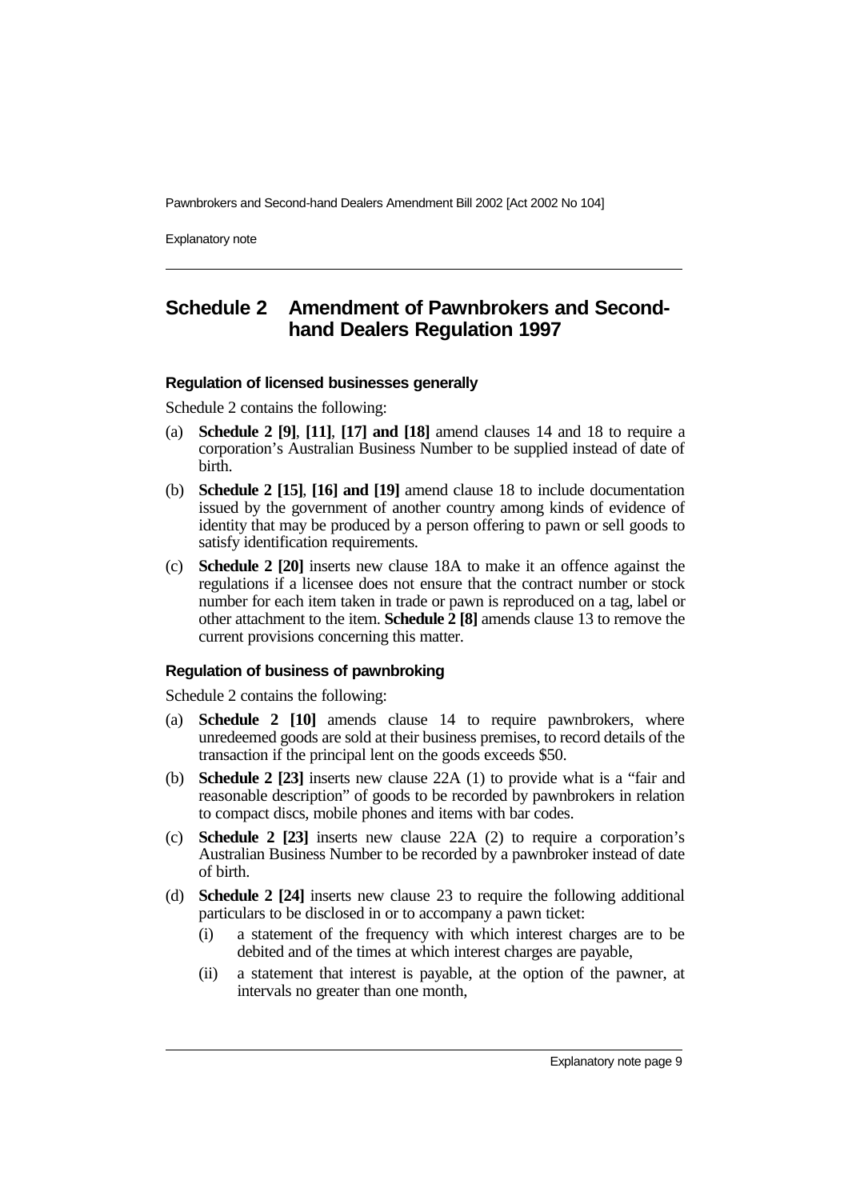## Schedule 2 Amendment of Pawnbrokers and Second-hand Dealers Regulation 1997

### Regulation of licensed businesses generally

Schedule 2 contains the following:

(a) **Schedule 2 [9]**, **[11]**, **[17] and [18]** amend clauses 14 and 18 to require a corporation's Australian Business Number to be supplied instead of date of birth.

(b) **Schedule 2 [15]**, **[16] and [19]** amend clause 18 to include documentation issued by the government of another country among kinds of evidence of identity that may be produced by a person offering to pawn or sell goods to satisfy identification requirements.

(c) **Schedule 2 [20]** inserts new clause 18A to make it an offence against the regulations if a licensee does not ensure that the contract number or stock number for each item taken in trade or pawn is reproduced on a tag, label or other attachment to the item. **Schedule 2 [8]** amends clause 13 to remove the current provisions concerning this matter.

### Regulation of business of pawnbroking

Schedule 2 contains the following:

(a) **Schedule 2 [10]** amends clause 14 to require pawnbrokers, where unredeemed goods are sold at their business premises, to record details of the transaction if the principal lent on the goods exceeds $50.

(b) **Schedule 2 [23]** inserts new clause 22A (1) to provide what is a "fair and reasonable description" of goods to be recorded by pawnbrokers in relation to compact discs, mobile phones and items with bar codes.

(c) **Schedule 2 [23]** inserts new clause 22A (2) to require a corporation's Australian Business Number to be recorded by a pawnbroker instead of date of birth.

(d) **Schedule 2 [24]** inserts new clause 23 to require the following additional particulars to be disclosed in or to accompany a pawn ticket:

   (i) a statement of the frequency with which interest charges are to be debited and of the times at which interest charges are payable,

   (ii) a statement that interest is payable, at the option of the pawner, at intervals no greater than one month,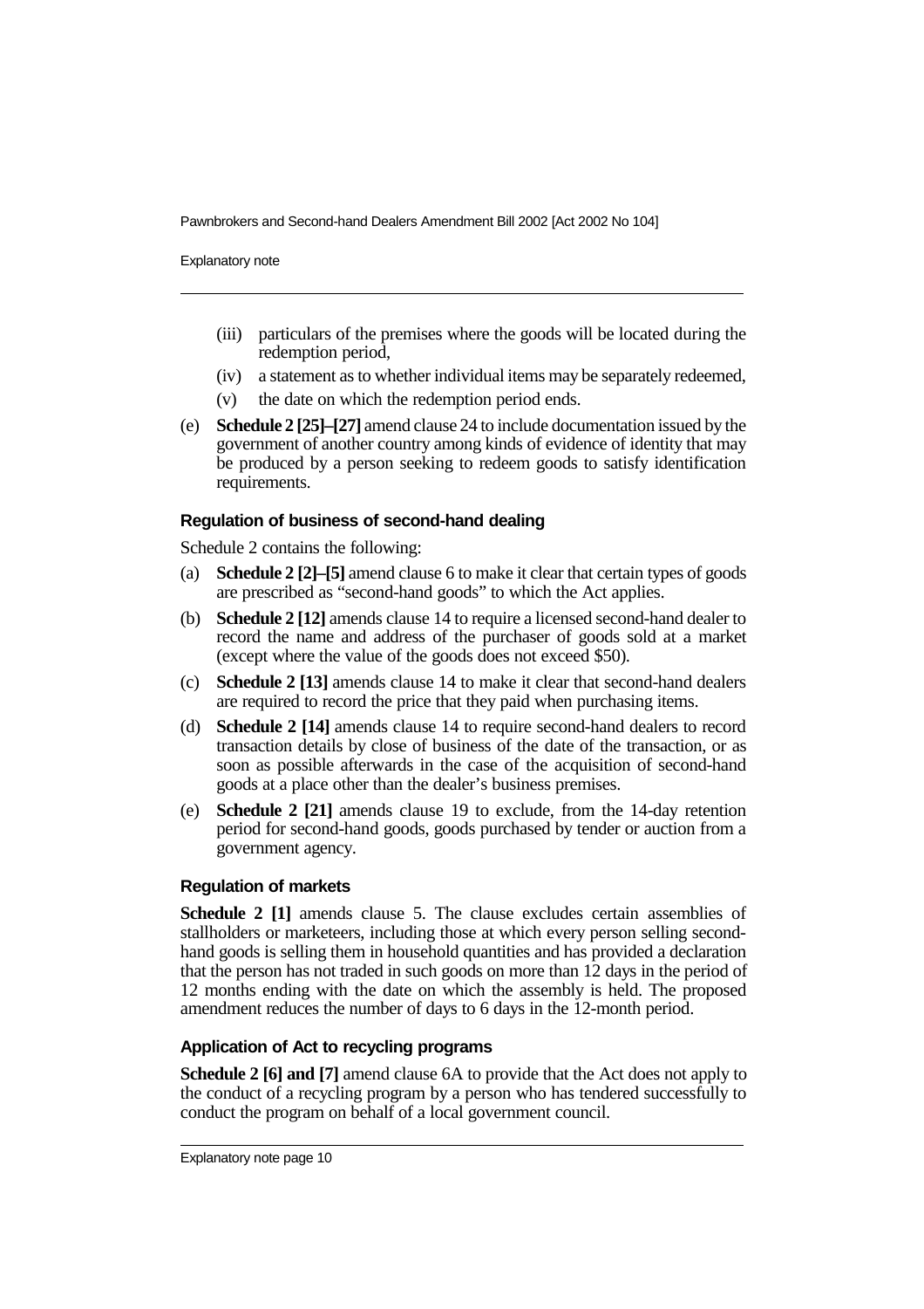(iii) particulars of the premises where the goods will be located during the redemption period,

(iv) a statement as to whether individual items may be separately redeemed,

(v) the date on which the redemption period ends.

(e) **Schedule 2 [25]–[27]** amend clause 24 to include documentation issued by the government of another country among kinds of evidence of identity that may be produced by a person seeking to redeem goods to satisfy identification requirements.

### Regulation of business of second-hand dealing

Schedule 2 contains the following:

(a) **Schedule 2 [2]–[5]** amend clause 6 to make it clear that certain types of goods are prescribed as "second-hand goods" to which the Act applies.

(b) **Schedule 2 [12]** amends clause 14 to require a licensed second-hand dealer to record the name and address of the purchaser of goods sold at a market (except where the value of the goods does not exceed $50).

(c) **Schedule 2 [13]** amends clause 14 to make it clear that second-hand dealers are required to record the price that they paid when purchasing items.

(d) **Schedule 2 [14]** amends clause 14 to require second-hand dealers to record transaction details by close of business of the date of the transaction, or as soon as possible afterwards in the case of the acquisition of second-hand goods at a place other than the dealer's business premises.

(e) **Schedule 2 [21]** amends clause 19 to exclude, from the 14-day retention period for second-hand goods, goods purchased by tender or auction from a government agency.

### Regulation of markets

**Schedule 2 [1]** amends clause 5. The clause excludes certain assemblies of stallholders or marketeers, including those at which every person selling second-hand goods is selling them in household quantities and has provided a declaration that the person has not traded in such goods on more than 12 days in the period of 12 months ending with the date on which the assembly is held. The proposed amendment reduces the number of days to 6 days in the 12-month period.

### Application of Act to recycling programs

**Schedule 2 [6] and [7]** amend clause 6A to provide that the Act does not apply to the conduct of a recycling program by a person who has tendered successfully to conduct the program on behalf of a local government council.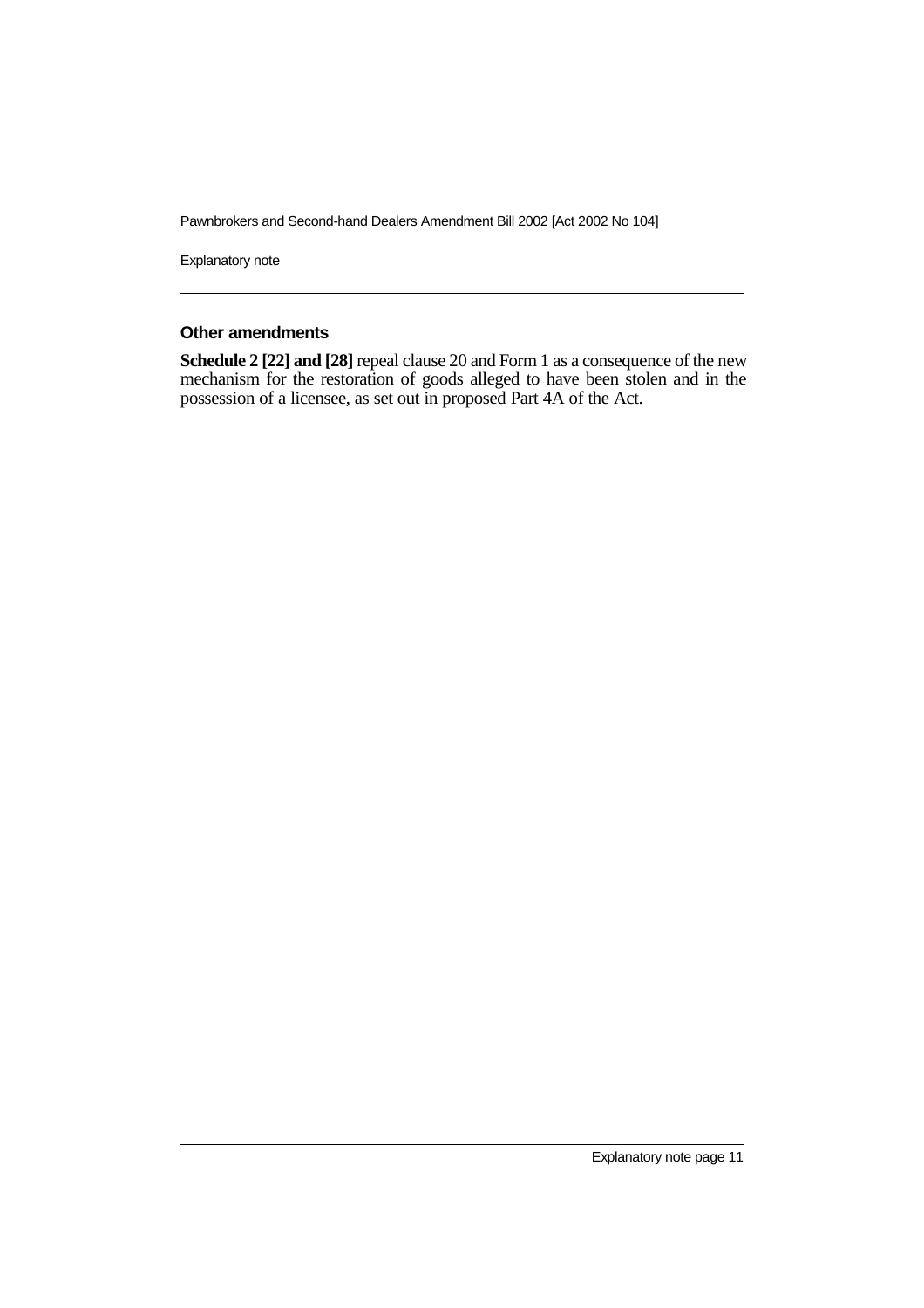### Other amendments

**Schedule 2 [22] and [28]** repeal clause 20 and Form 1 as a consequence of the new mechanism for the restoration of goods alleged to have been stolen and in the possession of a licensee, as set out in proposed Part 4A of the Act.